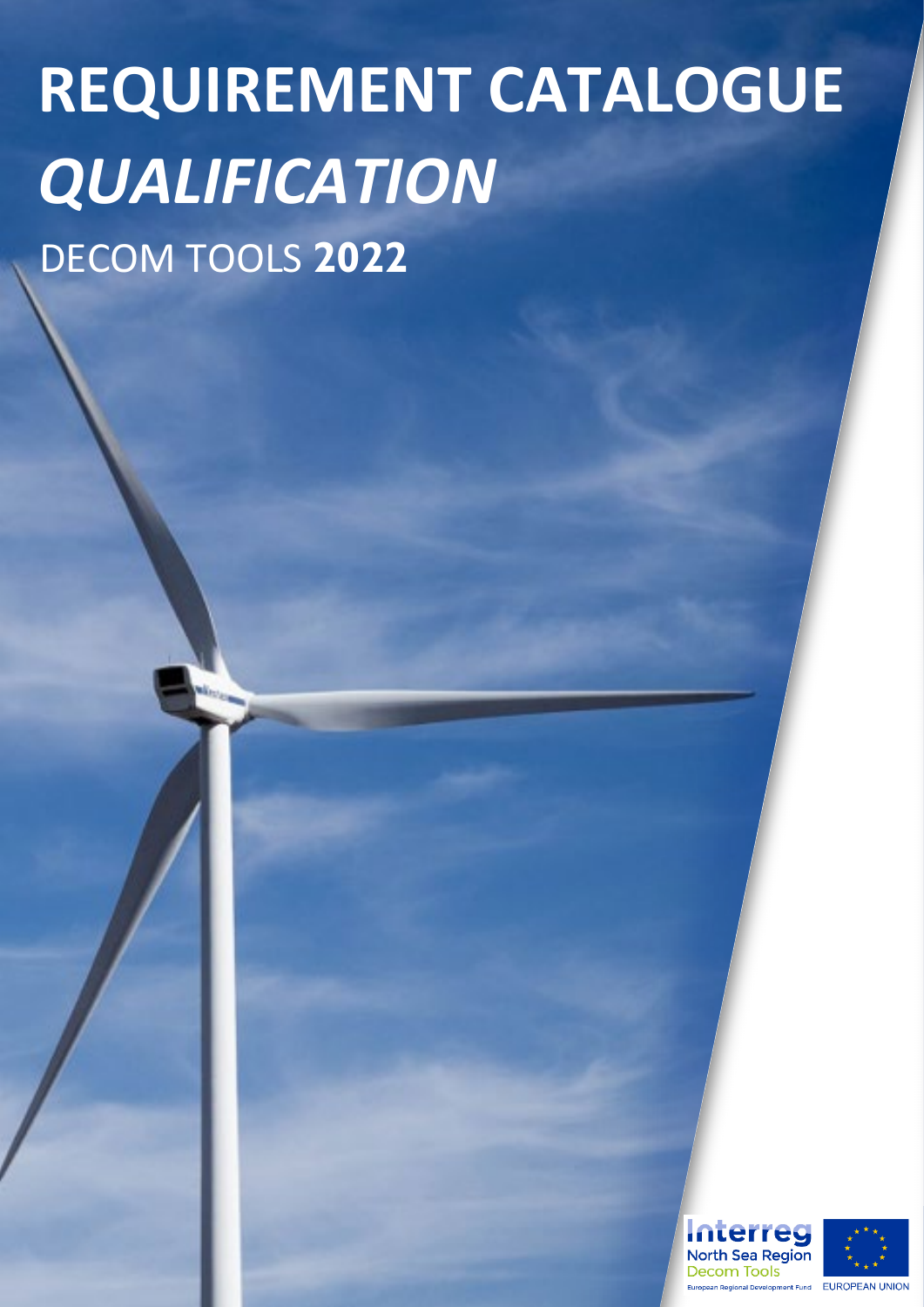# REQUIREMENT CATALOGUE *QUALIFICATION*

DECOM TOOLS **2022**

Interreg North Sea Region Decom Tools

European Regional Development Fund EUROPEAN UNION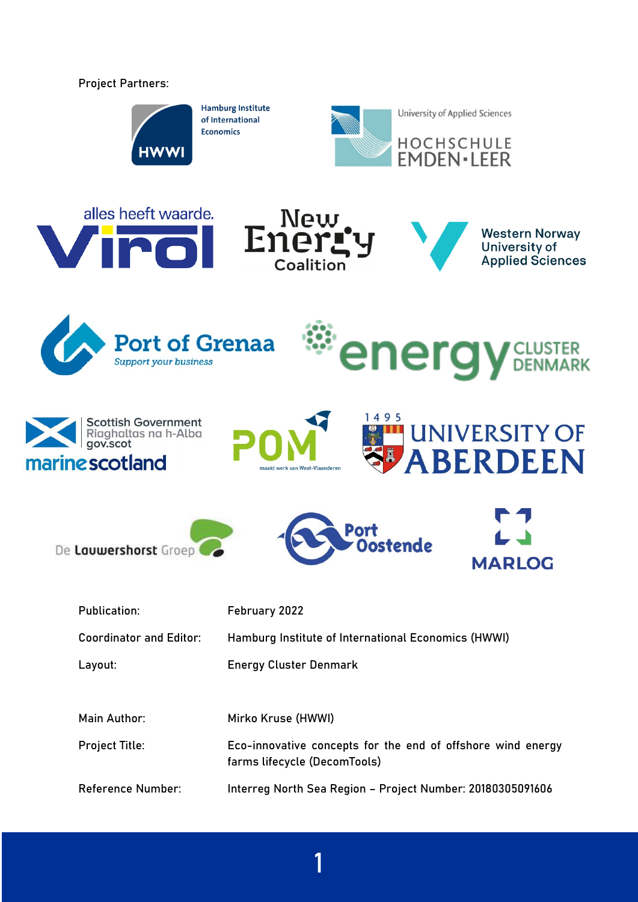Project Partners:

| Publication: | February 2022 |
|---|---|
| Coordinator and Editor: | Hamburg Institute of International Economics (HWWI) |
| Layout: | Energy Cluster Denmark |
| Main Author: | Mirko Kruse (HWWI) |
| Project Title: | Eco-innovative concepts for the end of offshore wind energy farms lifecycle (DecomTools) |
| Reference Number: | Interreg North Sea Region – Project Number: 20180305091606 |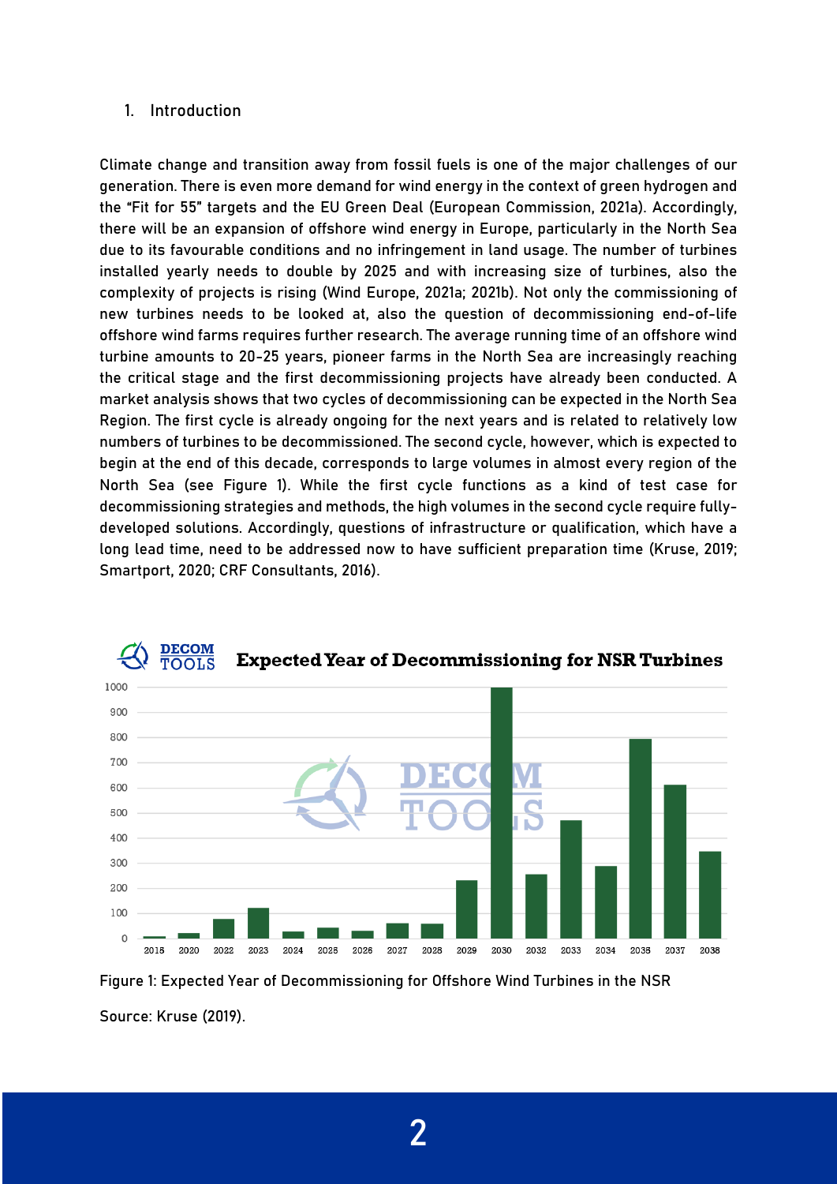1. Introduction

Climate change and transition away from fossil fuels is one of the major challenges of our generation. There is even more demand for wind energy in the context of green hydrogen and the "Fit for 55" targets and the EU Green Deal (European Commission, 2021a). Accordingly, there will be an expansion of offshore wind energy in Europe, particularly in the North Sea due to its favourable conditions and no infringement in land usage. The number of turbines installed yearly needs to double by 2025 and with increasing size of turbines, also the complexity of projects is rising (Wind Europe, 2021a; 2021b). Not only the commissioning of new turbines needs to be looked at, also the question of decommissioning end-of-life offshore wind farms requires further research. The average running time of an offshore wind turbine amounts to 20-25 years, pioneer farms in the North Sea are increasingly reaching the critical stage and the first decommissioning projects have already been conducted. A market analysis shows that two cycles of decommissioning can be expected in the North Sea Region. The first cycle is already ongoing for the next years and is related to relatively low numbers of turbines to be decommissioned. The second cycle, however, which is expected to begin at the end of this decade, corresponds to large volumes in almost every region of the North Sea (see Figure 1). While the first cycle functions as a kind of test case for decommissioning strategies and methods, the high volumes in the second cycle require fully-developed solutions. Accordingly, questions of infrastructure or qualification, which have a long lead time, need to be addressed now to have sufficient preparation time (Kruse, 2019; Smartport, 2020; CRF Consultants, 2016).

Figure 1: Expected Year of Decommissioning for Offshore Wind Turbines in the NSR

Source: Kruse (2019).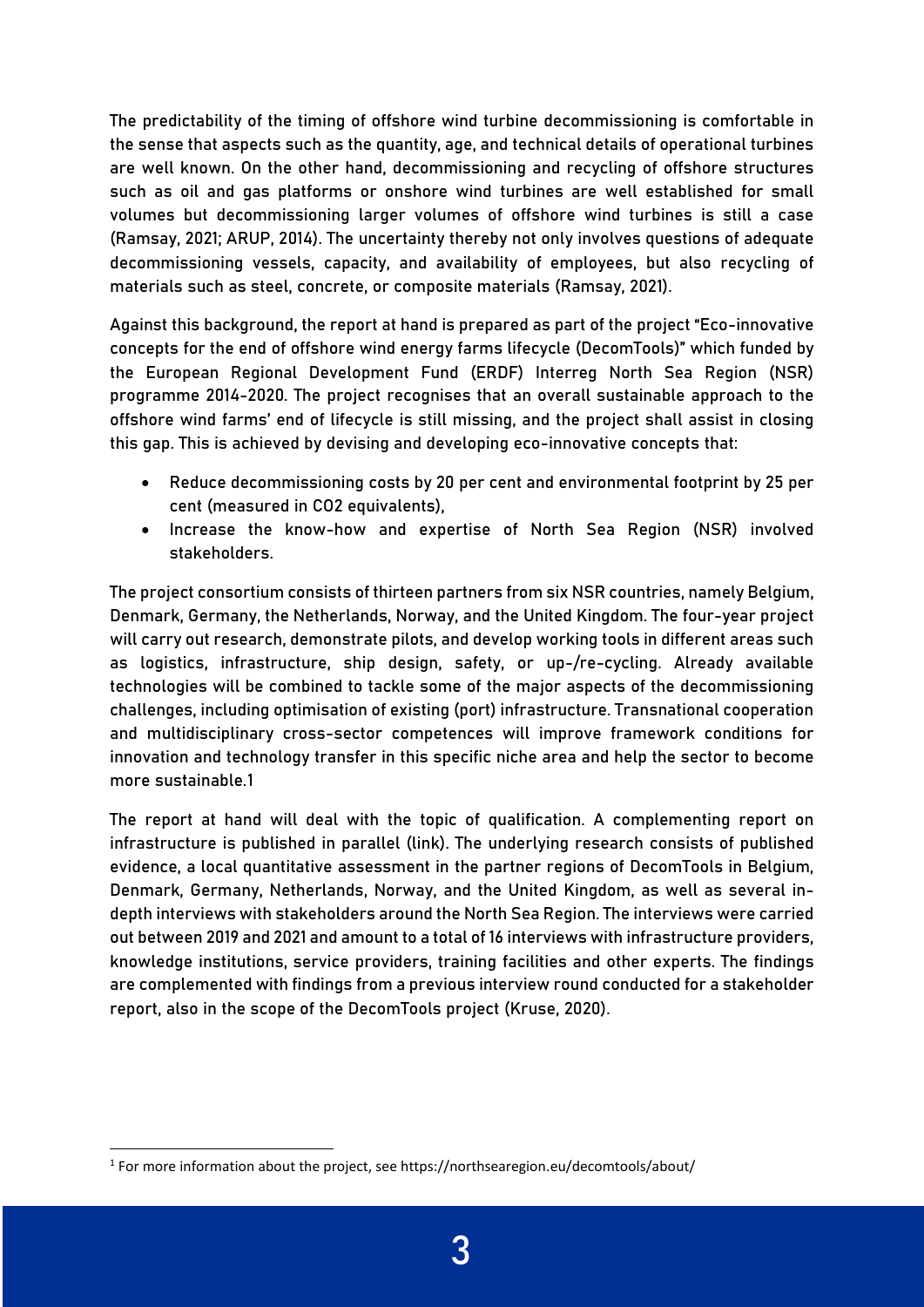The predictability of the timing of offshore wind turbine decommissioning is comfortable in the sense that aspects such as the quantity, age, and technical details of operational turbines are well known. On the other hand, decommissioning and recycling of offshore structures such as oil and gas platforms or onshore wind turbines are well established for small volumes but decommissioning larger volumes of offshore wind turbines is still a case (Ramsay, 2021; ARUP, 2014). The uncertainty thereby not only involves questions of adequate decommissioning vessels, capacity, and availability of employees, but also recycling of materials such as steel, concrete, or composite materials (Ramsay, 2021).

Against this background, the report at hand is prepared as part of the project "Eco-innovative concepts for the end of offshore wind energy farms lifecycle (DecomTools)" which funded by the European Regional Development Fund (ERDF) Interreg North Sea Region (NSR) programme 2014-2020. The project recognises that an overall sustainable approach to the offshore wind farms' end of lifecycle is still missing, and the project shall assist in closing this gap. This is achieved by devising and developing eco-innovative concepts that:

- Reduce decommissioning costs by 20 per cent and environmental footprint by 25 per cent (measured in CO2 equivalents),
- Increase the know-how and expertise of North Sea Region (NSR) involved stakeholders.

The project consortium consists of thirteen partners from six NSR countries, namely Belgium, Denmark, Germany, the Netherlands, Norway, and the United Kingdom. The four-year project will carry out research, demonstrate pilots, and develop working tools in different areas such as logistics, infrastructure, ship design, safety, or up-/re-cycling. Already available technologies will be combined to tackle some of the major aspects of the decommissioning challenges, including optimisation of existing (port) infrastructure. Transnational cooperation and multidisciplinary cross-sector competences will improve framework conditions for innovation and technology transfer in this specific niche area and help the sector to become more sustainable.[1]

The report at hand will deal with the topic of qualification. A complementing report on infrastructure is published in parallel (link). The underlying research consists of published evidence, a local quantitative assessment in the partner regions of DecomTools in Belgium, Denmark, Germany, Netherlands, Norway, and the United Kingdom, as well as several in-depth interviews with stakeholders around the North Sea Region. The interviews were carried out between 2019 and 2021 and amount to a total of 16 interviews with infrastructure providers, knowledge institutions, service providers, training facilities and other experts. The findings are complemented with findings from a previous interview round conducted for a stakeholder report, also in the scope of the DecomTools project (Kruse, 2020).

[1] For more information about the project, see https://northsearegion.eu/decomtools/about/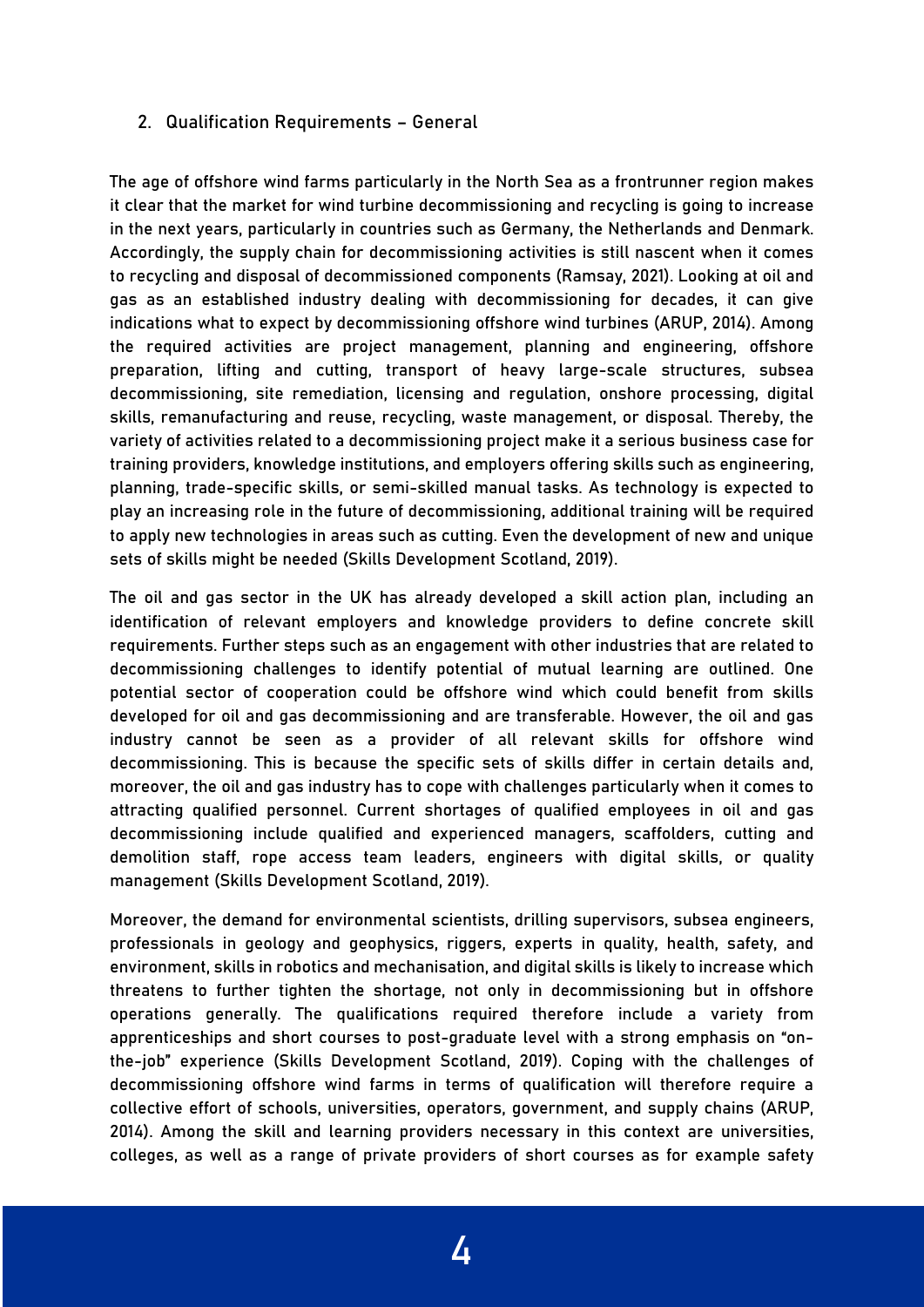## 2. Qualification Requirements – General

The age of offshore wind farms particularly in the North Sea as a frontrunner region makes it clear that the market for wind turbine decommissioning and recycling is going to increase in the next years, particularly in countries such as Germany, the Netherlands and Denmark. Accordingly, the supply chain for decommissioning activities is still nascent when it comes to recycling and disposal of decommissioned components (Ramsay, 2021). Looking at oil and gas as an established industry dealing with decommissioning for decades, it can give indications what to expect by decommissioning offshore wind turbines (ARUP, 2014). Among the required activities are project management, planning and engineering, offshore preparation, lifting and cutting, transport of heavy large-scale structures, subsea decommissioning, site remediation, licensing and regulation, onshore processing, digital skills, remanufacturing and reuse, recycling, waste management, or disposal. Thereby, the variety of activities related to a decommissioning project make it a serious business case for training providers, knowledge institutions, and employers offering skills such as engineering, planning, trade-specific skills, or semi-skilled manual tasks. As technology is expected to play an increasing role in the future of decommissioning, additional training will be required to apply new technologies in areas such as cutting. Even the development of new and unique sets of skills might be needed (Skills Development Scotland, 2019).

The oil and gas sector in the UK has already developed a skill action plan, including an identification of relevant employers and knowledge providers to define concrete skill requirements. Further steps such as an engagement with other industries that are related to decommissioning challenges to identify potential of mutual learning are outlined. One potential sector of cooperation could be offshore wind which could benefit from skills developed for oil and gas decommissioning and are transferable. However, the oil and gas industry cannot be seen as a provider of all relevant skills for offshore wind decommissioning. This is because the specific sets of skills differ in certain details and, moreover, the oil and gas industry has to cope with challenges particularly when it comes to attracting qualified personnel. Current shortages of qualified employees in oil and gas decommissioning include qualified and experienced managers, scaffolders, cutting and demolition staff, rope access team leaders, engineers with digital skills, or quality management (Skills Development Scotland, 2019).

Moreover, the demand for environmental scientists, drilling supervisors, subsea engineers, professionals in geology and geophysics, riggers, experts in quality, health, safety, and environment, skills in robotics and mechanisation, and digital skills is likely to increase which threatens to further tighten the shortage, not only in decommissioning but in offshore operations generally. The qualifications required therefore include a variety from apprenticeships and short courses to post-graduate level with a strong emphasis on "on-the-job" experience (Skills Development Scotland, 2019). Coping with the challenges of decommissioning offshore wind farms in terms of qualification will therefore require a collective effort of schools, universities, operators, government, and supply chains (ARUP, 2014). Among the skill and learning providers necessary in this context are universities, colleges, as well as a range of private providers of short courses as for example safety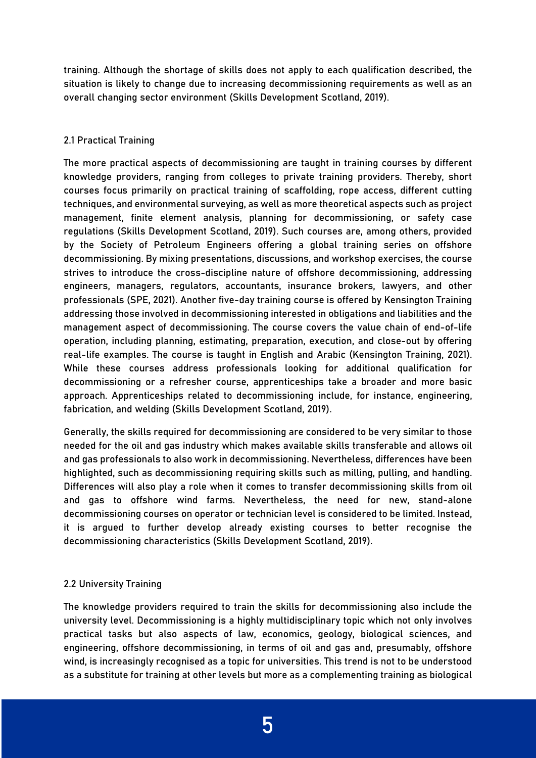training. Although the shortage of skills does not apply to each qualification described, the situation is likely to change due to increasing decommissioning requirements as well as an overall changing sector environment (Skills Development Scotland, 2019).

## 2.1 Practical Training

The more practical aspects of decommissioning are taught in training courses by different knowledge providers, ranging from colleges to private training providers. Thereby, short courses focus primarily on practical training of scaffolding, rope access, different cutting techniques, and environmental surveying, as well as more theoretical aspects such as project management, finite element analysis, planning for decommissioning, or safety case regulations (Skills Development Scotland, 2019). Such courses are, among others, provided by the Society of Petroleum Engineers offering a global training series on offshore decommissioning. By mixing presentations, discussions, and workshop exercises, the course strives to introduce the cross-discipline nature of offshore decommissioning, addressing engineers, managers, regulators, accountants, insurance brokers, lawyers, and other professionals (SPE, 2021). Another five-day training course is offered by Kensington Training addressing those involved in decommissioning interested in obligations and liabilities and the management aspect of decommissioning. The course covers the value chain of end-of-life operation, including planning, estimating, preparation, execution, and close-out by offering real-life examples. The course is taught in English and Arabic (Kensington Training, 2021). While these courses address professionals looking for additional qualification for decommissioning or a refresher course, apprenticeships take a broader and more basic approach. Apprenticeships related to decommissioning include, for instance, engineering, fabrication, and welding (Skills Development Scotland, 2019).

Generally, the skills required for decommissioning are considered to be very similar to those needed for the oil and gas industry which makes available skills transferable and allows oil and gas professionals to also work in decommissioning. Nevertheless, differences have been highlighted, such as decommissioning requiring skills such as milling, pulling, and handling. Differences will also play a role when it comes to transfer decommissioning skills from oil and gas to offshore wind farms. Nevertheless, the need for new, stand-alone decommissioning courses on operator or technician level is considered to be limited. Instead, it is argued to further develop already existing courses to better recognise the decommissioning characteristics (Skills Development Scotland, 2019).

## 2.2 University Training

The knowledge providers required to train the skills for decommissioning also include the university level. Decommissioning is a highly multidisciplinary topic which not only involves practical tasks but also aspects of law, economics, geology, biological sciences, and engineering, offshore decommissioning, in terms of oil and gas and, presumably, offshore wind, is increasingly recognised as a topic for universities. This trend is not to be understood as a substitute for training at other levels but more as a complementing training as biological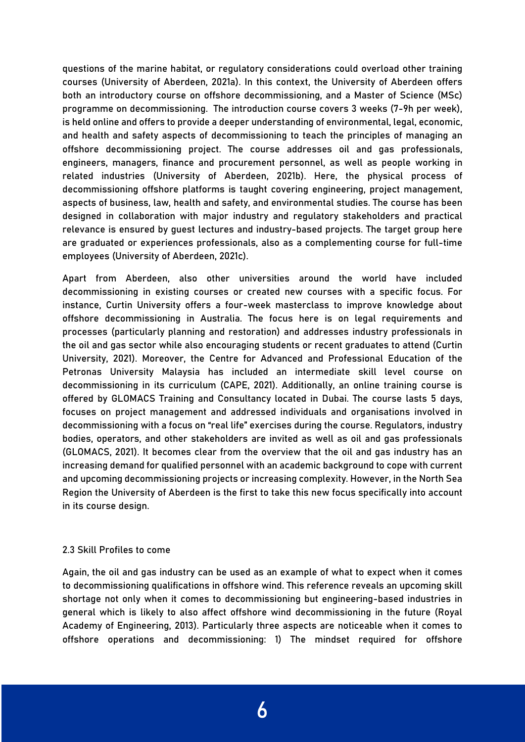questions of the marine habitat, or regulatory considerations could overload other training courses (University of Aberdeen, 2021a). In this context, the University of Aberdeen offers both an introductory course on offshore decommissioning, and a Master of Science (MSc) programme on decommissioning. The introduction course covers 3 weeks (7-9h per week), is held online and offers to provide a deeper understanding of environmental, legal, economic, and health and safety aspects of decommissioning to teach the principles of managing an offshore decommissioning project. The course addresses oil and gas professionals, engineers, managers, finance and procurement personnel, as well as people working in related industries (University of Aberdeen, 2021b). Here, the physical process of decommissioning offshore platforms is taught covering engineering, project management, aspects of business, law, health and safety, and environmental studies. The course has been designed in collaboration with major industry and regulatory stakeholders and practical relevance is ensured by guest lectures and industry-based projects. The target group here are graduated or experiences professionals, also as a complementing course for full-time employees (University of Aberdeen, 2021c).

Apart from Aberdeen, also other universities around the world have included decommissioning in existing courses or created new courses with a specific focus. For instance, Curtin University offers a four-week masterclass to improve knowledge about offshore decommissioning in Australia. The focus here is on legal requirements and processes (particularly planning and restoration) and addresses industry professionals in the oil and gas sector while also encouraging students or recent graduates to attend (Curtin University, 2021). Moreover, the Centre for Advanced and Professional Education of the Petronas University Malaysia has included an intermediate skill level course on decommissioning in its curriculum (CAPE, 2021). Additionally, an online training course is offered by GLOMACS Training and Consultancy located in Dubai. The course lasts 5 days, focuses on project management and addressed individuals and organisations involved in decommissioning with a focus on "real life" exercises during the course. Regulators, industry bodies, operators, and other stakeholders are invited as well as oil and gas professionals (GLOMACS, 2021). It becomes clear from the overview that the oil and gas industry has an increasing demand for qualified personnel with an academic background to cope with current and upcoming decommissioning projects or increasing complexity. However, in the North Sea Region the University of Aberdeen is the first to take this new focus specifically into account in its course design.

### 2.3 Skill Profiles to come

Again, the oil and gas industry can be used as an example of what to expect when it comes to decommissioning qualifications in offshore wind. This reference reveals an upcoming skill shortage not only when it comes to decommissioning but engineering-based industries in general which is likely to also affect offshore wind decommissioning in the future (Royal Academy of Engineering, 2013). Particularly three aspects are noticeable when it comes to offshore operations and decommissioning: 1) The mindset required for offshore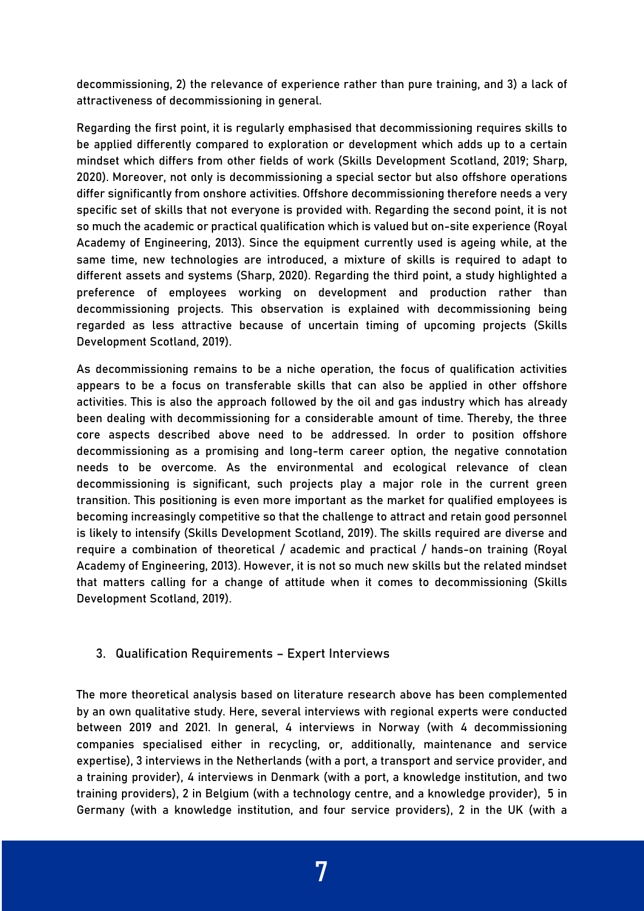decommissioning, 2) the relevance of experience rather than pure training, and 3) a lack of attractiveness of decommissioning in general.

Regarding the first point, it is regularly emphasised that decommissioning requires skills to be applied differently compared to exploration or development which adds up to a certain mindset which differs from other fields of work (Skills Development Scotland, 2019; Sharp, 2020). Moreover, not only is decommissioning a special sector but also offshore operations differ significantly from onshore activities. Offshore decommissioning therefore needs a very specific set of skills that not everyone is provided with. Regarding the second point, it is not so much the academic or practical qualification which is valued but on-site experience (Royal Academy of Engineering, 2013). Since the equipment currently used is ageing while, at the same time, new technologies are introduced, a mixture of skills is required to adapt to different assets and systems (Sharp, 2020). Regarding the third point, a study highlighted a preference of employees working on development and production rather than decommissioning projects. This observation is explained with decommissioning being regarded as less attractive because of uncertain timing of upcoming projects (Skills Development Scotland, 2019).

As decommissioning remains to be a niche operation, the focus of qualification activities appears to be a focus on transferable skills that can also be applied in other offshore activities. This is also the approach followed by the oil and gas industry which has already been dealing with decommissioning for a considerable amount of time. Thereby, the three core aspects described above need to be addressed. In order to position offshore decommissioning as a promising and long-term career option, the negative connotation needs to be overcome. As the environmental and ecological relevance of clean decommissioning is significant, such projects play a major role in the current green transition. This positioning is even more important as the market for qualified employees is becoming increasingly competitive so that the challenge to attract and retain good personnel is likely to intensify (Skills Development Scotland, 2019). The skills required are diverse and require a combination of theoretical / academic and practical / hands-on training (Royal Academy of Engineering, 2013). However, it is not so much new skills but the related mindset that matters calling for a change of attitude when it comes to decommissioning (Skills Development Scotland, 2019).

## 3. Qualification Requirements – Expert Interviews

The more theoretical analysis based on literature research above has been complemented by an own qualitative study. Here, several interviews with regional experts were conducted between 2019 and 2021. In general, 4 interviews in Norway (with 4 decommissioning companies specialised either in recycling, or, additionally, maintenance and service expertise), 3 interviews in the Netherlands (with a port, a transport and service provider, and a training provider), 4 interviews in Denmark (with a port, a knowledge institution, and two training providers), 2 in Belgium (with a technology centre, and a knowledge provider), 5 in Germany (with a knowledge institution, and four service providers), 2 in the UK (with a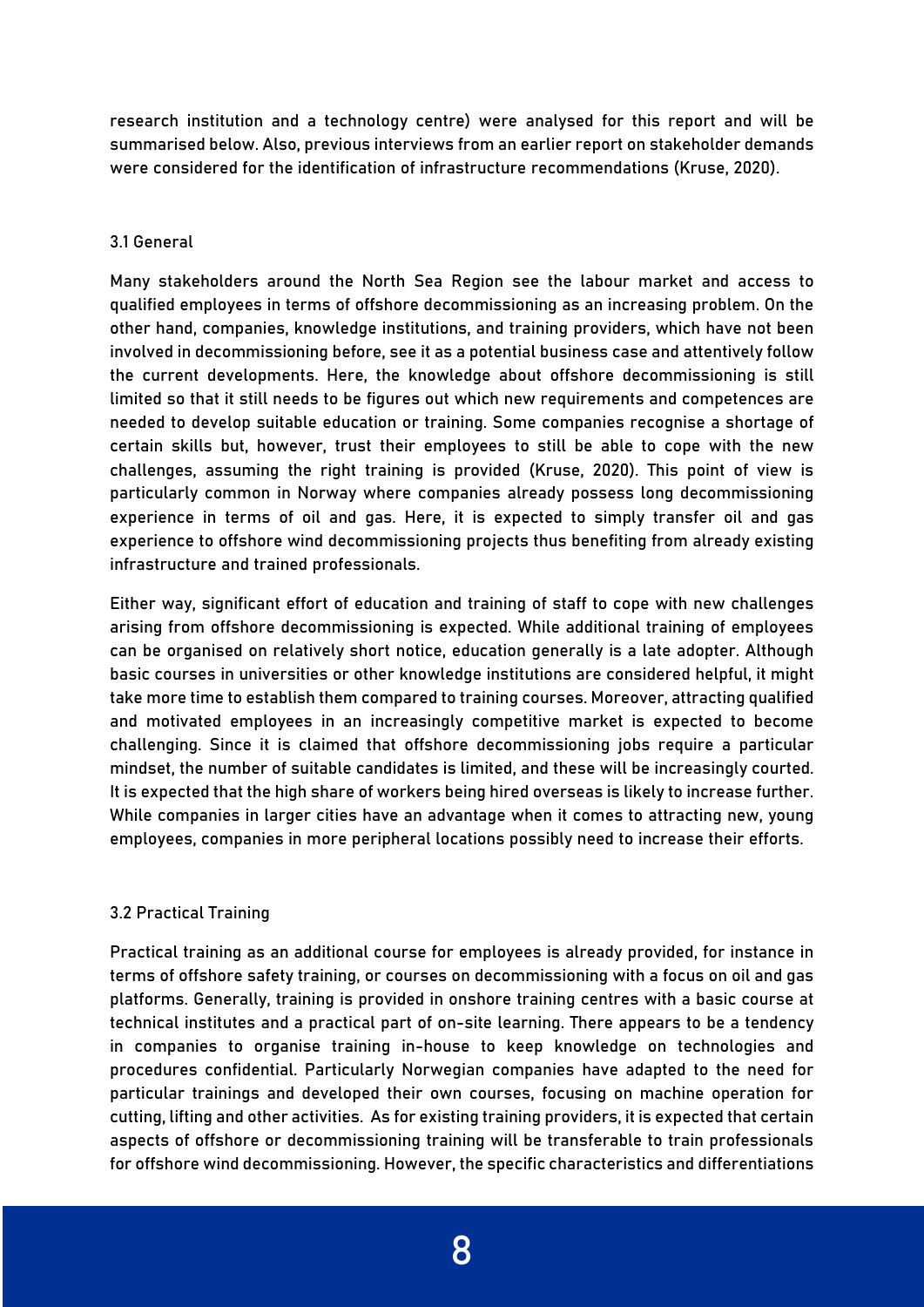research institution and a technology centre) were analysed for this report and will be summarised below. Also, previous interviews from an earlier report on stakeholder demands were considered for the identification of infrastructure recommendations (Kruse, 2020).

### 3.1 General

Many stakeholders around the North Sea Region see the labour market and access to qualified employees in terms of offshore decommissioning as an increasing problem. On the other hand, companies, knowledge institutions, and training providers, which have not been involved in decommissioning before, see it as a potential business case and attentively follow the current developments. Here, the knowledge about offshore decommissioning is still limited so that it still needs to be figures out which new requirements and competences are needed to develop suitable education or training. Some companies recognise a shortage of certain skills but, however, trust their employees to still be able to cope with the new challenges, assuming the right training is provided (Kruse, 2020). This point of view is particularly common in Norway where companies already possess long decommissioning experience in terms of oil and gas. Here, it is expected to simply transfer oil and gas experience to offshore wind decommissioning projects thus benefiting from already existing infrastructure and trained professionals.

Either way, significant effort of education and training of staff to cope with new challenges arising from offshore decommissioning is expected. While additional training of employees can be organised on relatively short notice, education generally is a late adopter. Although basic courses in universities or other knowledge institutions are considered helpful, it might take more time to establish them compared to training courses. Moreover, attracting qualified and motivated employees in an increasingly competitive market is expected to become challenging. Since it is claimed that offshore decommissioning jobs require a particular mindset, the number of suitable candidates is limited, and these will be increasingly courted. It is expected that the high share of workers being hired overseas is likely to increase further. While companies in larger cities have an advantage when it comes to attracting new, young employees, companies in more peripheral locations possibly need to increase their efforts.

### 3.2 Practical Training

Practical training as an additional course for employees is already provided, for instance in terms of offshore safety training, or courses on decommissioning with a focus on oil and gas platforms. Generally, training is provided in onshore training centres with a basic course at technical institutes and a practical part of on-site learning. There appears to be a tendency in companies to organise training in-house to keep knowledge on technologies and procedures confidential. Particularly Norwegian companies have adapted to the need for particular trainings and developed their own courses, focusing on machine operation for cutting, lifting and other activities. As for existing training providers, it is expected that certain aspects of offshore or decommissioning training will be transferable to train professionals for offshore wind decommissioning. However, the specific characteristics and differentiations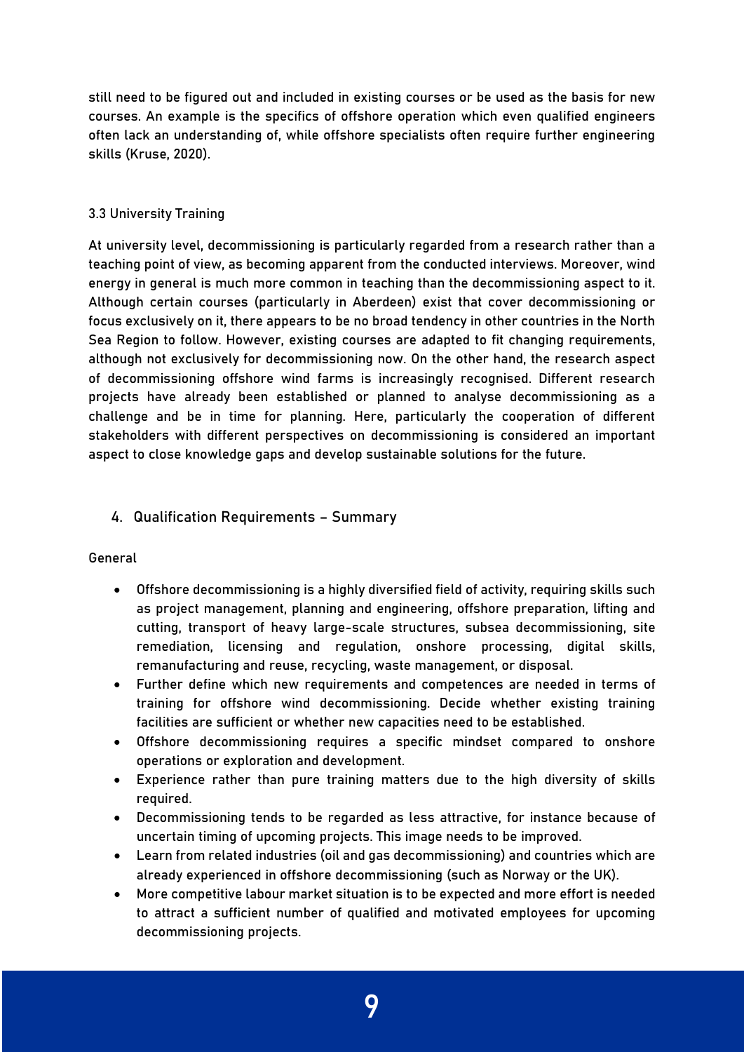still need to be figured out and included in existing courses or be used as the basis for new courses. An example is the specifics of offshore operation which even qualified engineers often lack an understanding of, while offshore specialists often require further engineering skills (Kruse, 2020).

### 3.3 University Training

At university level, decommissioning is particularly regarded from a research rather than a teaching point of view, as becoming apparent from the conducted interviews. Moreover, wind energy in general is much more common in teaching than the decommissioning aspect to it. Although certain courses (particularly in Aberdeen) exist that cover decommissioning or focus exclusively on it, there appears to be no broad tendency in other countries in the North Sea Region to follow. However, existing courses are adapted to fit changing requirements, although not exclusively for decommissioning now. On the other hand, the research aspect of decommissioning offshore wind farms is increasingly recognised. Different research projects have already been established or planned to analyse decommissioning as a challenge and be in time for planning. Here, particularly the cooperation of different stakeholders with different perspectives on decommissioning is considered an important aspect to close knowledge gaps and develop sustainable solutions for the future.

## 4. Qualification Requirements – Summary

General

- Offshore decommissioning is a highly diversified field of activity, requiring skills such as project management, planning and engineering, offshore preparation, lifting and cutting, transport of heavy large-scale structures, subsea decommissioning, site remediation, licensing and regulation, onshore processing, digital skills, remanufacturing and reuse, recycling, waste management, or disposal.
- Further define which new requirements and competences are needed in terms of training for offshore wind decommissioning. Decide whether existing training facilities are sufficient or whether new capacities need to be established.
- Offshore decommissioning requires a specific mindset compared to onshore operations or exploration and development.
- Experience rather than pure training matters due to the high diversity of skills required.
- Decommissioning tends to be regarded as less attractive, for instance because of uncertain timing of upcoming projects. This image needs to be improved.
- Learn from related industries (oil and gas decommissioning) and countries which are already experienced in offshore decommissioning (such as Norway or the UK).
- More competitive labour market situation is to be expected and more effort is needed to attract a sufficient number of qualified and motivated employees for upcoming decommissioning projects.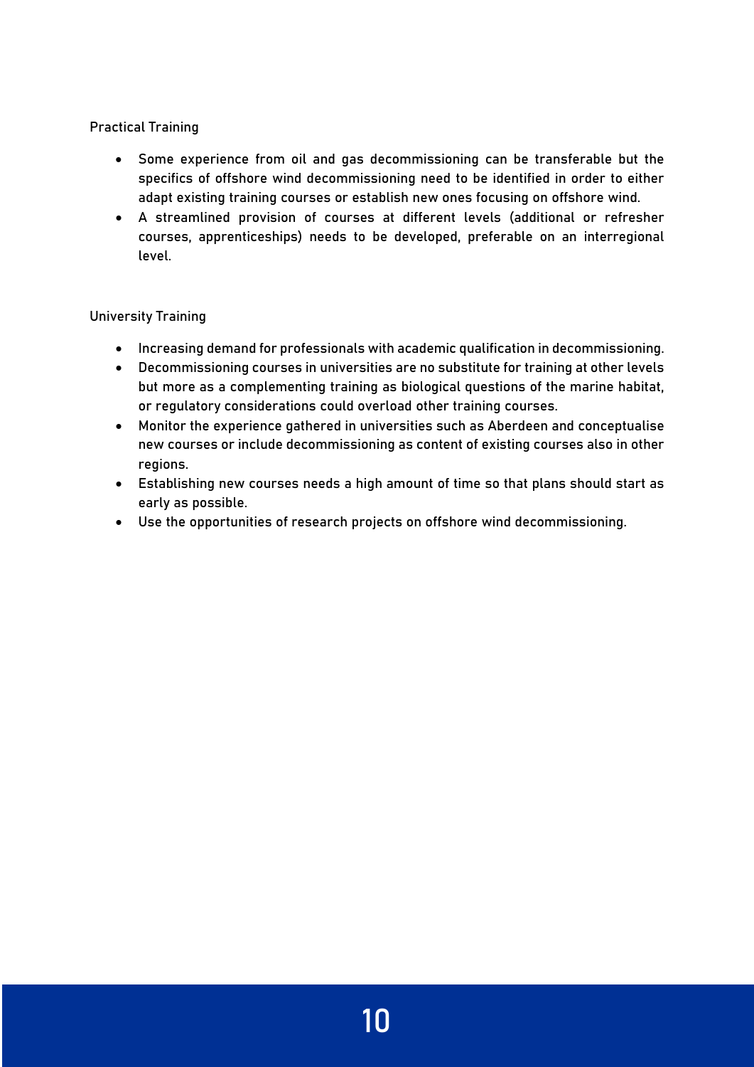Practical Training

- Some experience from oil and gas decommissioning can be transferable but the specifics of offshore wind decommissioning need to be identified in order to either adapt existing training courses or establish new ones focusing on offshore wind.
- A streamlined provision of courses at different levels (additional or refresher courses, apprenticeships) needs to be developed, preferable on an interregional level.

University Training

- Increasing demand for professionals with academic qualification in decommissioning.
- Decommissioning courses in universities are no substitute for training at other levels but more as a complementing training as biological questions of the marine habitat, or regulatory considerations could overload other training courses.
- Monitor the experience gathered in universities such as Aberdeen and conceptualise new courses or include decommissioning as content of existing courses also in other regions.
- Establishing new courses needs a high amount of time so that plans should start as early as possible.
- Use the opportunities of research projects on offshore wind decommissioning.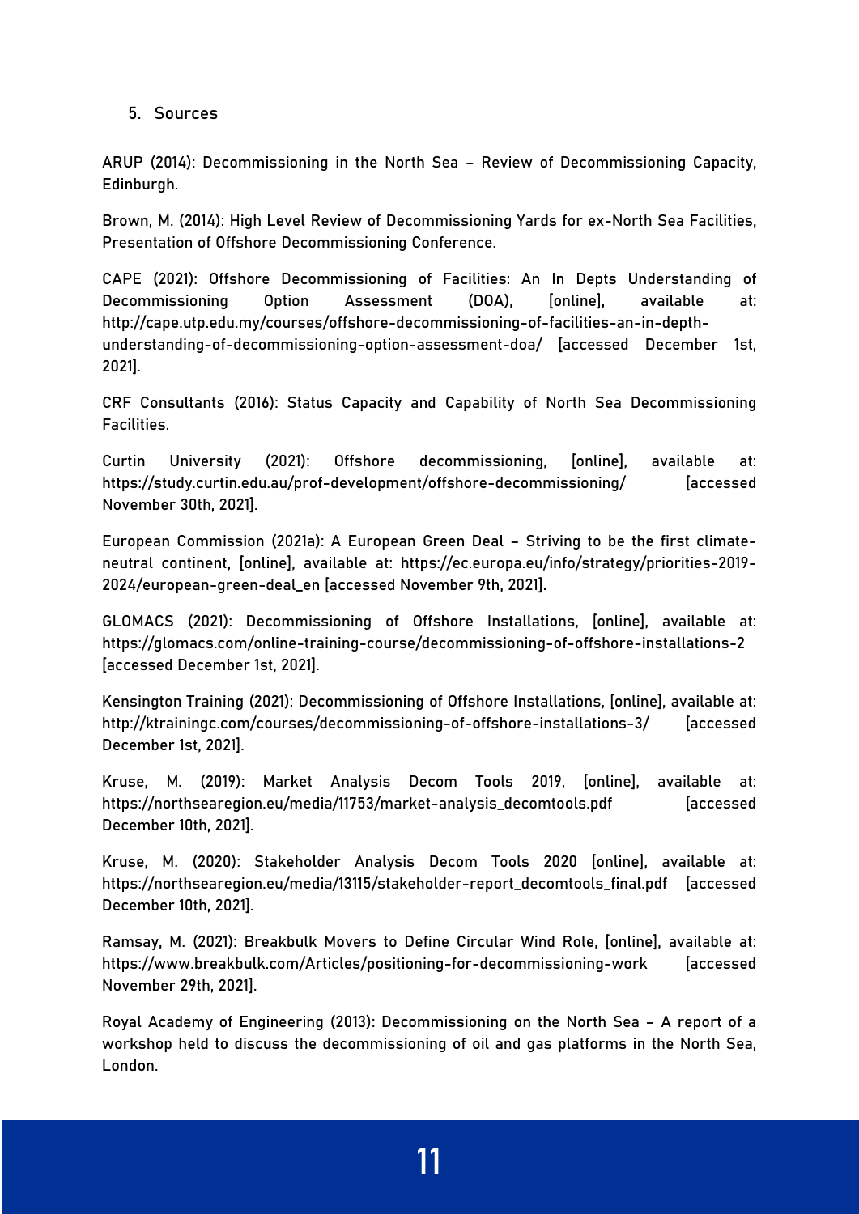## 5. Sources

ARUP (2014): Decommissioning in the North Sea – Review of Decommissioning Capacity, Edinburgh.

Brown, M. (2014): High Level Review of Decommissioning Yards for ex-North Sea Facilities, Presentation of Offshore Decommissioning Conference.

CAPE (2021): Offshore Decommissioning of Facilities: An In Depts Understanding of Decommissioning Option Assessment (DOA), [online], available at: http://cape.utp.edu.my/courses/offshore-decommissioning-of-facilities-an-in-depth-understanding-of-decommissioning-option-assessment-doa/ [accessed December 1st, 2021].

CRF Consultants (2016): Status Capacity and Capability of North Sea Decommissioning Facilities.

Curtin University (2021): Offshore decommissioning, [online], available at: https://study.curtin.edu.au/prof-development/offshore-decommissioning/ [accessed November 30th, 2021].

European Commission (2021a): A European Green Deal – Striving to be the first climate-neutral continent, [online], available at: https://ec.europa.eu/info/strategy/priorities-2019-2024/european-green-deal_en [accessed November 9th, 2021].

GLOMACS (2021): Decommissioning of Offshore Installations, [online], available at: https://glomacs.com/online-training-course/decommissioning-of-offshore-installations-2 [accessed December 1st, 2021].

Kensington Training (2021): Decommissioning of Offshore Installations, [online], available at: http://ktrainingc.com/courses/decommissioning-of-offshore-installations-3/ [accessed December 1st, 2021].

Kruse, M. (2019): Market Analysis Decom Tools 2019, [online], available at: https://northsearegion.eu/media/11753/market-analysis_decomtools.pdf [accessed December 10th, 2021].

Kruse, M. (2020): Stakeholder Analysis Decom Tools 2020 [online], available at: https://northsearegion.eu/media/13115/stakeholder-report_decomtools_final.pdf [accessed December 10th, 2021].

Ramsay, M. (2021): Breakbulk Movers to Define Circular Wind Role, [online], available at: https://www.breakbulk.com/Articles/positioning-for-decommissioning-work [accessed November 29th, 2021].

Royal Academy of Engineering (2013): Decommissioning on the North Sea – A report of a workshop held to discuss the decommissioning of oil and gas platforms in the North Sea, London.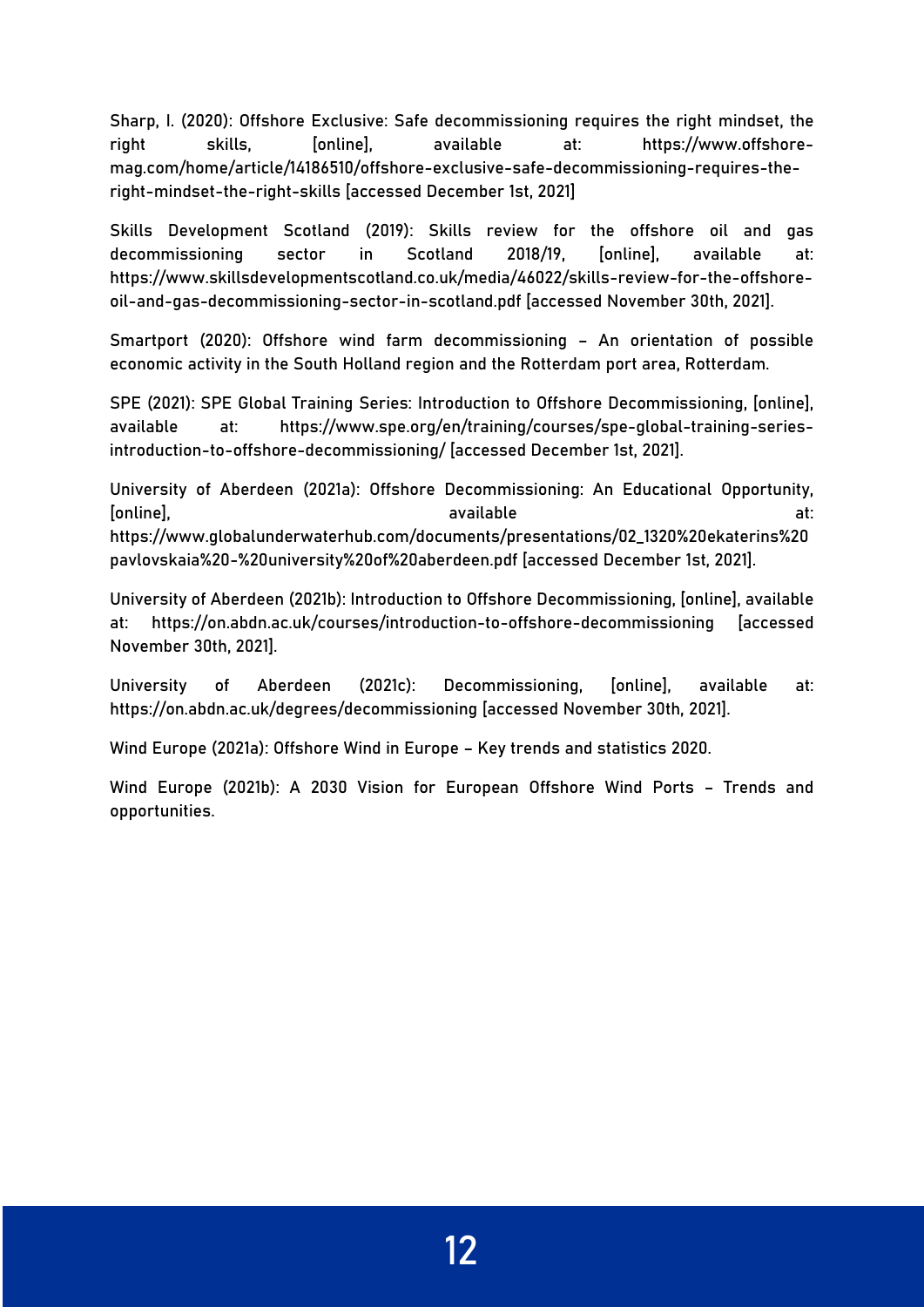Sharp, I. (2020): Offshore Exclusive: Safe decommissioning requires the right mindset, the right skills, [online], available at: https://www.offshore-mag.com/home/article/14186510/offshore-exclusive-safe-decommissioning-requires-the-right-mindset-the-right-skills [accessed December 1st, 2021]

Skills Development Scotland (2019): Skills review for the offshore oil and gas decommissioning sector in Scotland 2018/19, [online], available at: https://www.skillsdevelopmentscotland.co.uk/media/46022/skills-review-for-the-offshore-oil-and-gas-decommissioning-sector-in-scotland.pdf [accessed November 30th, 2021].

Smartport (2020): Offshore wind farm decommissioning – An orientation of possible economic activity in the South Holland region and the Rotterdam port area, Rotterdam.

SPE (2021): SPE Global Training Series: Introduction to Offshore Decommissioning, [online], available at: https://www.spe.org/en/training/courses/spe-global-training-series-introduction-to-offshore-decommissioning/ [accessed December 1st, 2021].

University of Aberdeen (2021a): Offshore Decommissioning: An Educational Opportunity, [online], available at: https://www.globalunderwaterhub.com/documents/presentations/02_1320%20ekaterins%20pavlovskaia%20-%20university%20of%20aberdeen.pdf [accessed December 1st, 2021].

University of Aberdeen (2021b): Introduction to Offshore Decommissioning, [online], available at: https://on.abdn.ac.uk/courses/introduction-to-offshore-decommissioning [accessed November 30th, 2021].

University of Aberdeen (2021c): Decommissioning, [online], available at: https://on.abdn.ac.uk/degrees/decommissioning [accessed November 30th, 2021].

Wind Europe (2021a): Offshore Wind in Europe – Key trends and statistics 2020.

Wind Europe (2021b): A 2030 Vision for European Offshore Wind Ports – Trends and opportunities.